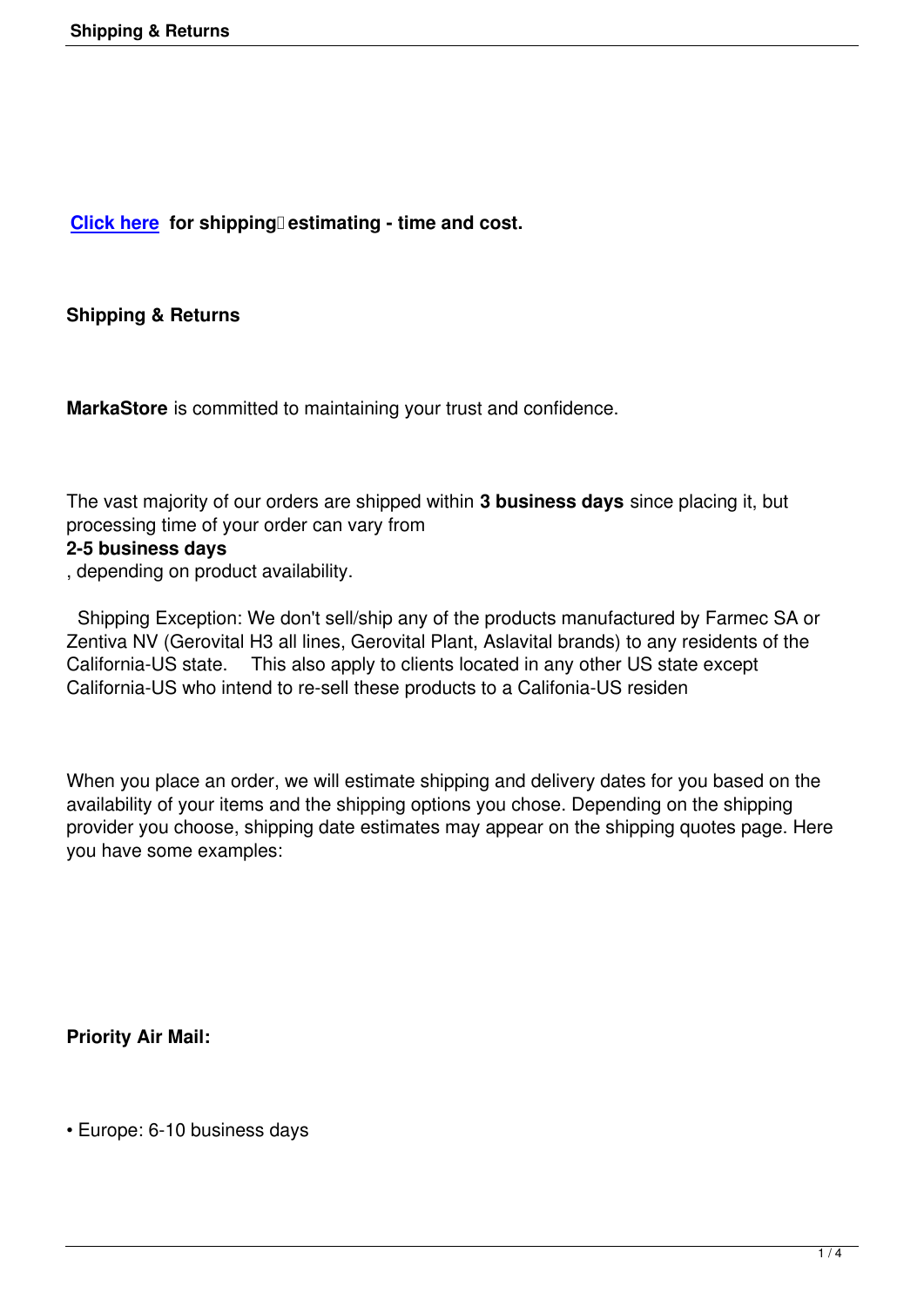**Click here** for shipping estimating - time and cost.

## Shipping & Returns

**MarkaStore** is committed to maintaining your trust and confidence.

The vast majority of our orders are shipped within **3 business days** since placing it, but processing time of your order can vary from **2-5 business days**, depending on product availability.

Shipping Exception: We don't sell/ship any of the products manufactured by Farmec SA or Zentiva NV (Gerovital H3 all lines, Gerovital Plant, Aslavital brands) to any residents of the California-US state. This also apply to clients located in any other US state except California-US who intend to re-sell these products to a Califonia-US residen

When you place an order, we will estimate shipping and delivery dates for you based on the availability of your items and the shipping options you chose. Depending on the shipping provider you choose, shipping date estimates may appear on the shipping quotes page. Here you have some examples:

**Priority Air Mail:**

- Europe: 6-10 business days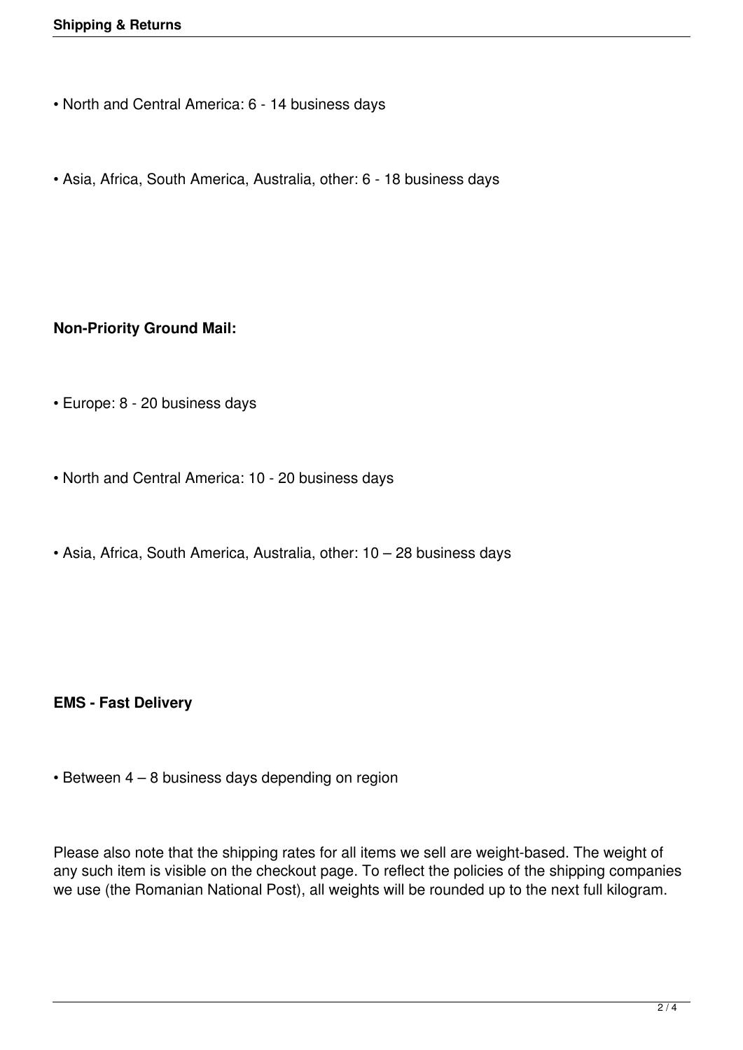- North and Central America: 6 - 14 business days

- Asia, Africa, South America, Australia, other: 6 - 18 business days

**Non-Priority Ground Mail:**

- Europe: 8 - 20 business days

- North and Central America: 10 - 20 business days

- Asia, Africa, South America, Australia, other: 10 – 28 business days

**EMS - Fast Delivery**

- Between 4 – 8 business days depending on region

Please also note that the shipping rates for all items we sell are weight-based. The weight of any such item is visible on the checkout page. To reflect the policies of the shipping companies we use (the Romanian National Post), all weights will be rounded up to the next full kilogram.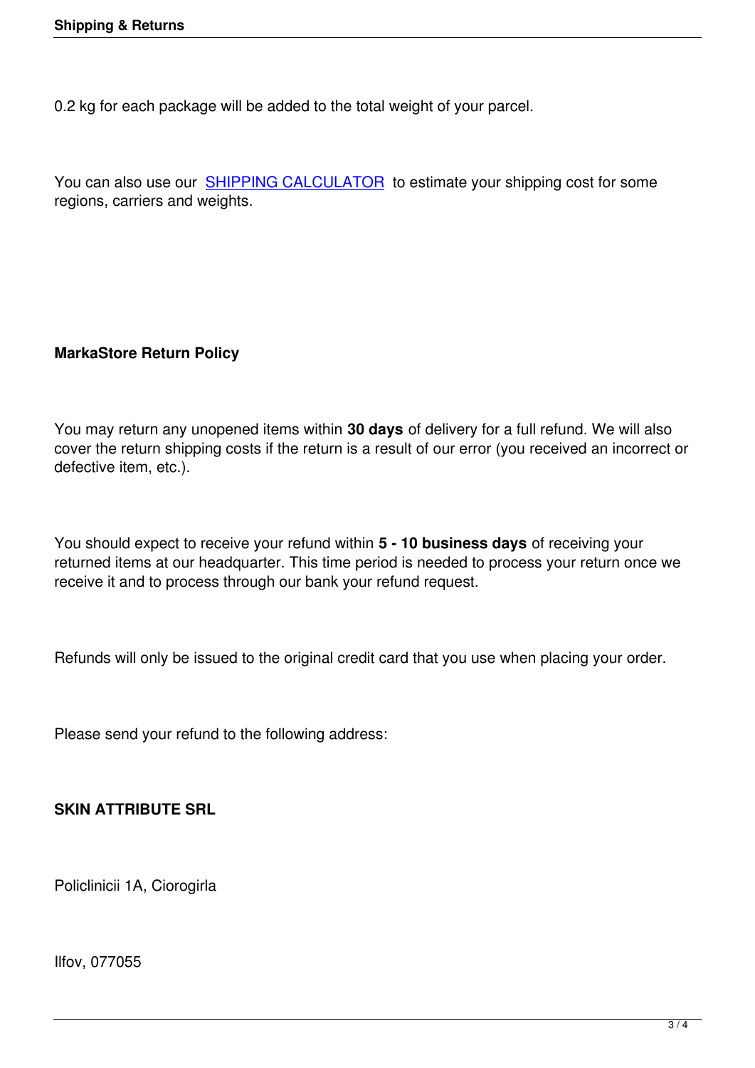0.2 kg for each package will be added to the total weight of your parcel.

You can also use our SHIPPING CALCULATOR to estimate your shipping cost for some regions, carriers and weights.

**MarkaStore Return Policy**

You may return any unopened items within **30 days** of delivery for a full refund. We will also cover the return shipping costs if the return is a result of our error (you received an incorrect or defective item, etc.).

You should expect to receive your refund within **5 - 10 business days** of receiving your returned items at our headquarter. This time period is needed to process your return once we receive it and to process through our bank your refund request.

Refunds will only be issued to the original credit card that you use when placing your order.

Please send your refund to the following address:

**SKIN ATTRIBUTE SRL**

Policlinicii 1A, Ciorogirla

Ilfov, 077055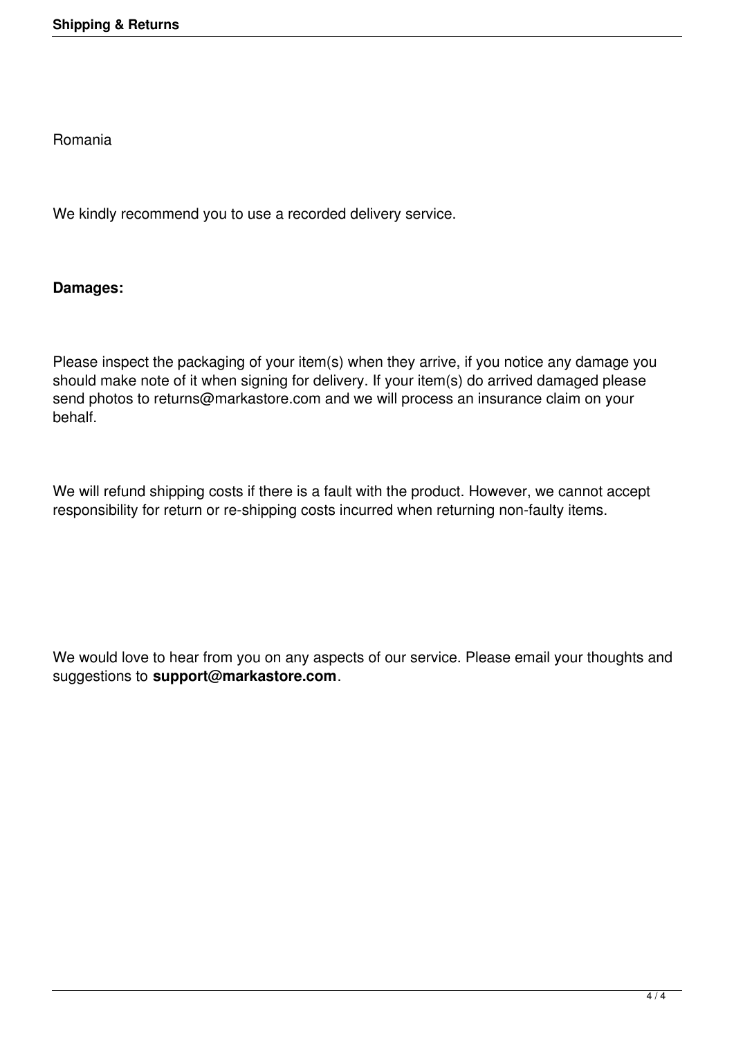Romania

We kindly recommend you to use a recorded delivery service.

**Damages:**

Please inspect the packaging of your item(s) when they arrive, if you notice any damage you should make note of it when signing for delivery. If your item(s) do arrived damaged please send photos to returns@markastore.com and we will process an insurance claim on your behalf.

We will refund shipping costs if there is a fault with the product. However, we cannot accept responsibility for return or re-shipping costs incurred when returning non-faulty items.

We would love to hear from you on any aspects of our service. Please email your thoughts and suggestions to **support@markastore.com**.